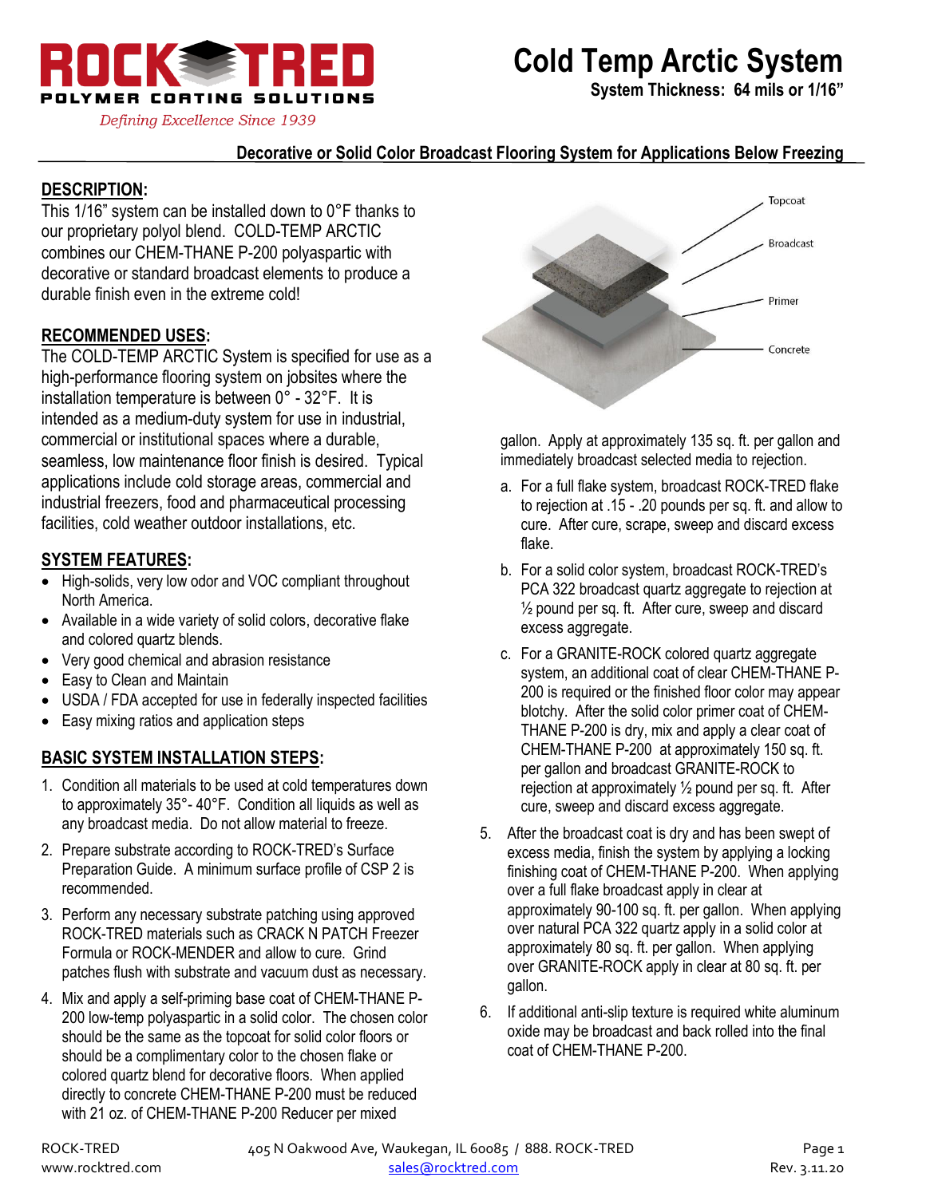# ROCK-TRED

POLYMER COATING SOLUTIONS

*Defining Excellence Since 1939*

# Cold Temp Arctic System

**System Thickness: 64 mils or 1/16"**

**Decorative or Solid Color Broadcast Flooring System for Applications Below Freezing**

## DESCRIPTION:

This 1/16" system can be installed down to 0°F thanks to our proprietary polyol blend. COLD-TEMP ARCTIC combines our CHEM-THANE P-200 polyaspartic with decorative or standard broadcast elements to produce a durable finish even in the extreme cold!

## RECOMMENDED USES:

The COLD-TEMP ARCTIC System is specified for use as a high-performance flooring system on jobsites where the installation temperature is between 0° - 32°F. It is intended as a medium-duty system for use in industrial, commercial or institutional spaces where a durable, seamless, low maintenance floor finish is desired. Typical applications include cold storage areas, commercial and industrial freezers, food and pharmaceutical processing facilities, cold weather outdoor installations, etc.

## SYSTEM FEATURES:

- High-solids, very low odor and VOC compliant throughout North America.
- Available in a wide variety of solid colors, decorative flake and colored quartz blends.
- Very good chemical and abrasion resistance
- Easy to Clean and Maintain
- USDA / FDA accepted for use in federally inspected facilities
- Easy mixing ratios and application steps

## BASIC SYSTEM INSTALLATION STEPS:

1. Condition all materials to be used at cold temperatures down to approximately 35°- 40°F. Condition all liquids as well as any broadcast media. Do not allow material to freeze.
2. Prepare substrate according to ROCK-TRED's Surface Preparation Guide. A minimum surface profile of CSP 2 is recommended.
3. Perform any necessary substrate patching using approved ROCK-TRED materials such as CRACK N PATCH Freezer Formula or ROCK-MENDER and allow to cure. Grind patches flush with substrate and vacuum dust as necessary.
4. Mix and apply a self-priming base coat of CHEM-THANE P-200 low-temp polyaspartic in a solid color. The chosen color should be the same as the topcoat for solid color floors or should be a complimentary color to the chosen flake or colored quartz blend for decorative floors. When applied directly to concrete CHEM-THANE P-200 must be reduced with 21 oz. of CHEM-THANE P-200 Reducer per mixed gallon. Apply at approximately 135 sq. ft. per gallon and immediately broadcast selected media to rejection.
   a. For a full flake system, broadcast ROCK-TRED flake to rejection at .15 - .20 pounds per sq. ft. and allow to cure. After cure, scrape, sweep and discard excess flake.
   b. For a solid color system, broadcast ROCK-TRED's PCA 322 broadcast quartz aggregate to rejection at ½ pound per sq. ft. After cure, sweep and discard excess aggregate.
   c. For a GRANITE-ROCK colored quartz aggregate system, an additional coat of clear CHEM-THANE P-200 is required or the finished floor color may appear blotchy. After the solid color primer coat of CHEM-THANE P-200 is dry, mix and apply a clear coat of CHEM-THANE P-200 at approximately 150 sq. ft. per gallon and broadcast GRANITE-ROCK to rejection at approximately ½ pound per sq. ft. After cure, sweep and discard excess aggregate.
5. After the broadcast coat is dry and has been swept of excess media, finish the system by applying a locking finishing coat of CHEM-THANE P-200. When applying over a full flake broadcast apply in clear at approximately 90-100 sq. ft. per gallon. When applying over natural PCA 322 quartz apply in a solid color at approximately 80 sq. ft. per gallon. When applying over GRANITE-ROCK apply in clear at 80 sq. ft. per gallon.
6. If additional anti-slip texture is required white aluminum oxide may be broadcast and back rolled into the final coat of CHEM-THANE P-200.

Topcoat

Broadcast

Primer

Concrete

ROCK-TRED
www.rocktred.com

405 N Oakwood Ave, Waukegan, IL 60085 / 888. ROCK-TRED
sales@rocktred.com

Rev. 3.11.20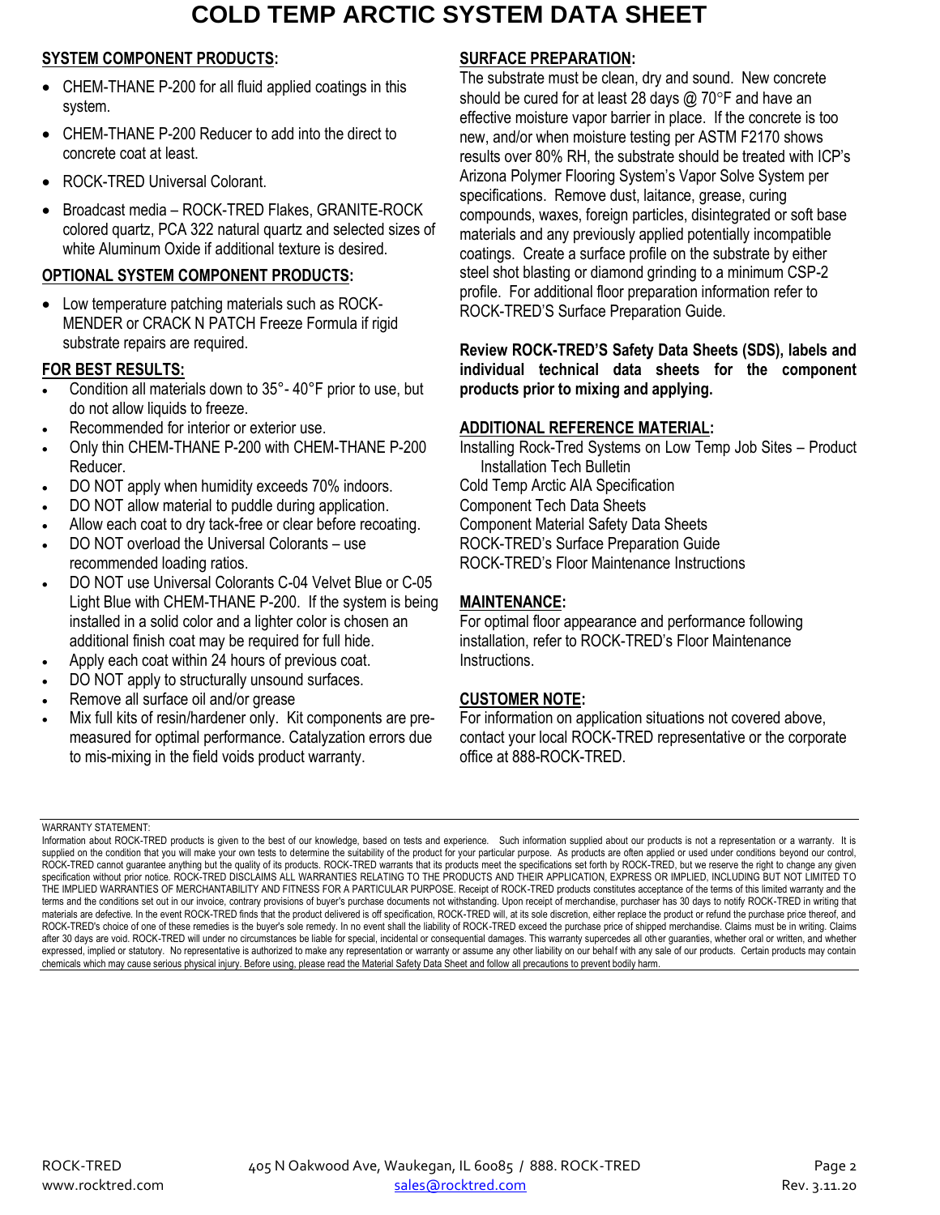# COLD TEMP ARCTIC SYSTEM DATA SHEET

## SYSTEM COMPONENT PRODUCTS:

- CHEM-THANE P-200 for all fluid applied coatings in this system.
- CHEM-THANE P-200 Reducer to add into the direct to concrete coat at least.
- ROCK-TRED Universal Colorant.
- Broadcast media – ROCK-TRED Flakes, GRANITE-ROCK colored quartz, PCA 322 natural quartz and selected sizes of white Aluminum Oxide if additional texture is desired.

## OPTIONAL SYSTEM COMPONENT PRODUCTS:

- Low temperature patching materials such as ROCK-MENDER or CRACK N PATCH Freeze Formula if rigid substrate repairs are required.

## FOR BEST RESULTS:

- Condition all materials down to 35°- 40°F prior to use, but do not allow liquids to freeze.
- Recommended for interior or exterior use.
- Only thin CHEM-THANE P-200 with CHEM-THANE P-200 Reducer.
- DO NOT apply when humidity exceeds 70% indoors.
- DO NOT allow material to puddle during application.
- Allow each coat to dry tack-free or clear before recoating.
- DO NOT overload the Universal Colorants – use recommended loading ratios.
- DO NOT use Universal Colorants C-04 Velvet Blue or C-05 Light Blue with CHEM-THANE P-200. If the system is being installed in a solid color and a lighter color is chosen an additional finish coat may be required for full hide.
- Apply each coat within 24 hours of previous coat.
- DO NOT apply to structurally unsound surfaces.
- Remove all surface oil and/or grease
- Mix full kits of resin/hardener only. Kit components are pre-measured for optimal performance. Catalyzation errors due to mis-mixing in the field voids product warranty.

## SURFACE PREPARATION:

The substrate must be clean, dry and sound. New concrete should be cured for at least 28 days @ 70°F and have an effective moisture vapor barrier in place. If the concrete is too new, and/or when moisture testing per ASTM F2170 shows results over 80% RH, the substrate should be treated with ICP's Arizona Polymer Flooring System's Vapor Solve System per specifications. Remove dust, laitance, grease, curing compounds, waxes, foreign particles, disintegrated or soft base materials and any previously applied potentially incompatible coatings. Create a surface profile on the substrate by either steel shot blasting or diamond grinding to a minimum CSP-2 profile. For additional floor preparation information refer to ROCK-TRED'S Surface Preparation Guide.

**Review ROCK-TRED'S Safety Data Sheets (SDS), labels and individual technical data sheets for the component products prior to mixing and applying.**

## ADDITIONAL REFERENCE MATERIAL:

Installing Rock-Tred Systems on Low Temp Job Sites – Product Installation Tech Bulletin
Cold Temp Arctic AIA Specification
Component Tech Data Sheets
Component Material Safety Data Sheets
ROCK-TRED's Surface Preparation Guide
ROCK-TRED's Floor Maintenance Instructions

## MAINTENANCE:

For optimal floor appearance and performance following installation, refer to ROCK-TRED's Floor Maintenance Instructions.

## CUSTOMER NOTE:

For information on application situations not covered above, contact your local ROCK-TRED representative or the corporate office at 888-ROCK-TRED.

---

WARRANTY STATEMENT:
Information about ROCK-TRED products is given to the best of our knowledge, based on tests and experience. Such information supplied about our products is not a representation or a warranty. It is supplied on the condition that you will make your own tests to determine the suitability of the product for your particular purpose. As products are often applied or used under conditions beyond our control, ROCK-TRED cannot guarantee anything but the quality of its products. ROCK-TRED warrants that its products meet the specifications set forth by ROCK-TRED, but we reserve the right to change any given specification without prior notice. ROCK-TRED DISCLAIMS ALL WARRANTIES RELATING TO THE PRODUCTS AND THEIR APPLICATION, EXPRESS OR IMPLIED, INCLUDING BUT NOT LIMITED TO THE IMPLIED WARRANTIES OF MERCHANTABILITY AND FITNESS FOR A PARTICULAR PURPOSE. Receipt of ROCK-TRED products constitutes acceptance of the terms of this limited warranty and the terms and the conditions set out in our invoice, contrary provisions of buyer's purchase documents not withstanding. Upon receipt of merchandise, purchaser has 30 days to notify ROCK-TRED in writing that materials are defective. In the event ROCK-TRED finds that the product delivered is off specification, ROCK-TRED will, at its sole discretion, either replace the product or refund the purchase price thereof, and ROCK-TRED's choice of one of these remedies is the buyer's sole remedy. In no event shall the liability of ROCK-TRED exceed the purchase price of shipped merchandise. Claims must be in writing. Claims after 30 days are void. ROCK-TRED will under no circumstances be liable for special, incidental or consequential damages. This warranty supercedes all other guaranties, whether oral or written, and whether expressed, implied or statutory. No representative is authorized to make any representation or warranty or assume any other liability on our behalf with any sale of our products. Certain products may contain chemicals which may cause serious physical injury. Before using, please read the Material Safety Data Sheet and follow all precautions to prevent bodily harm.

ROCK-TRED
www.rocktred.com
405 N Oakwood Ave, Waukegan, IL 60085 / 888. ROCK-TRED
sales@rocktred.com
Rev. 3.11.20